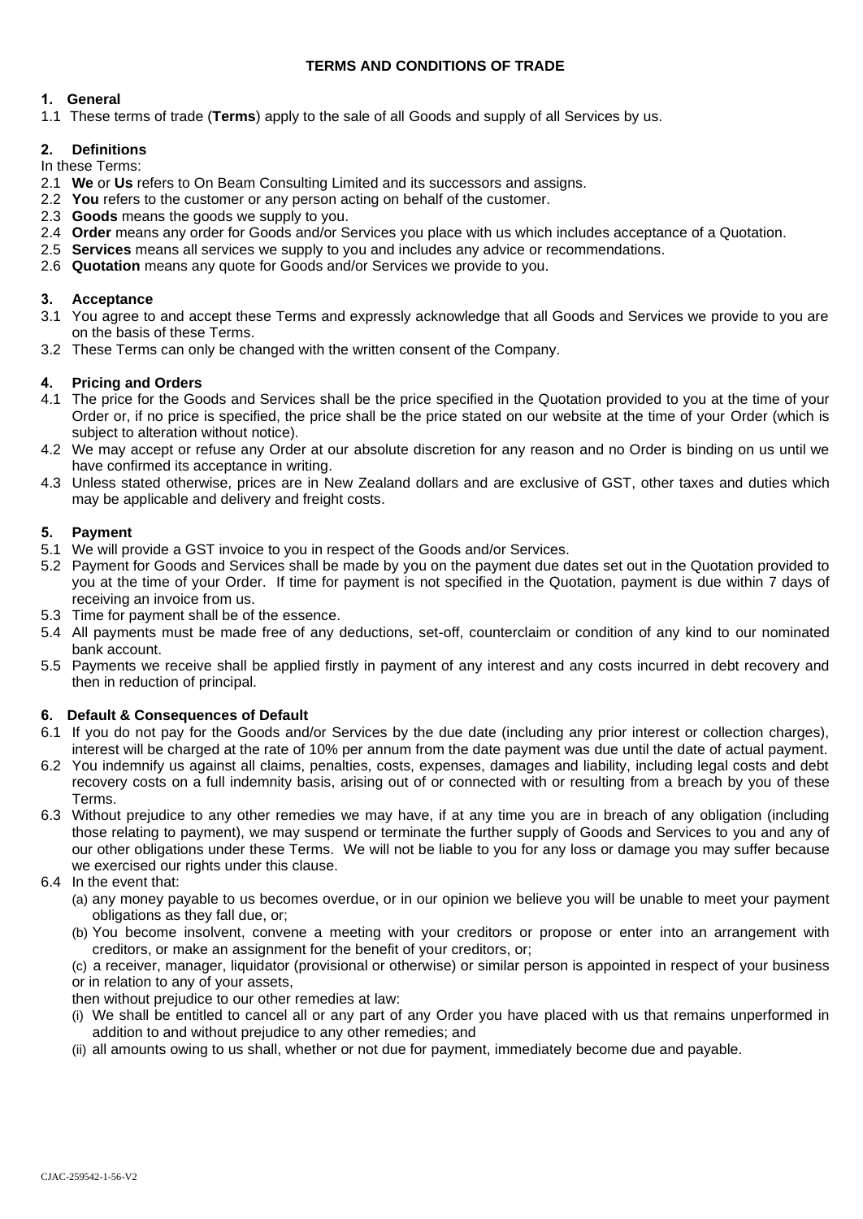# TERMS AND CONDITIONS OF TRADE

## 1. General

1.1 These terms of trade (**Terms**) apply to the sale of all Goods and supply of all Services by us.

## 2. Definitions

In these Terms:

2.1 **We** or **Us** refers to On Beam Consulting Limited and its successors and assigns.

2.2 **You** refers to the customer or any person acting on behalf of the customer.

2.3 **Goods** means the goods we supply to you.

2.4 **Order** means any order for Goods and/or Services you place with us which includes acceptance of a Quotation.

2.5 **Services** means all services we supply to you and includes any advice or recommendations.

2.6 **Quotation** means any quote for Goods and/or Services we provide to you.

## 3. Acceptance

3.1 You agree to and accept these Terms and expressly acknowledge that all Goods and Services we provide to you are on the basis of these Terms.

3.2 These Terms can only be changed with the written consent of the Company.

## 4. Pricing and Orders

4.1 The price for the Goods and Services shall be the price specified in the Quotation provided to you at the time of your Order or, if no price is specified, the price shall be the price stated on our website at the time of your Order (which is subject to alteration without notice).

4.2 We may accept or refuse any Order at our absolute discretion for any reason and no Order is binding on us until we have confirmed its acceptance in writing.

4.3 Unless stated otherwise, prices are in New Zealand dollars and are exclusive of GST, other taxes and duties which may be applicable and delivery and freight costs.

## 5. Payment

5.1 We will provide a GST invoice to you in respect of the Goods and/or Services.

5.2 Payment for Goods and Services shall be made by you on the payment due dates set out in the Quotation provided to you at the time of your Order. If time for payment is not specified in the Quotation, payment is due within 7 days of receiving an invoice from us.

5.3 Time for payment shall be of the essence.

5.4 All payments must be made free of any deductions, set-off, counterclaim or condition of any kind to our nominated bank account.

5.5 Payments we receive shall be applied firstly in payment of any interest and any costs incurred in debt recovery and then in reduction of principal.

## 6. Default & Consequences of Default

6.1 If you do not pay for the Goods and/or Services by the due date (including any prior interest or collection charges), interest will be charged at the rate of 10% per annum from the date payment was due until the date of actual payment.

6.2 You indemnify us against all claims, penalties, costs, expenses, damages and liability, including legal costs and debt recovery costs on a full indemnity basis, arising out of or connected with or resulting from a breach by you of these Terms.

6.3 Without prejudice to any other remedies we may have, if at any time you are in breach of any obligation (including those relating to payment), we may suspend or terminate the further supply of Goods and Services to you and any of our other obligations under these Terms. We will not be liable to you for any loss or damage you may suffer because we exercised our rights under this clause.

6.4 In the event that:

(a) any money payable to us becomes overdue, or in our opinion we believe you will be unable to meet your payment obligations as they fall due, or;

(b) You become insolvent, convene a meeting with your creditors or propose or enter into an arrangement with creditors, or make an assignment for the benefit of your creditors, or;

(c) a receiver, manager, liquidator (provisional or otherwise) or similar person is appointed in respect of your business or in relation to any of your assets,

then without prejudice to our other remedies at law:

(i) We shall be entitled to cancel all or any part of any Order you have placed with us that remains unperformed in addition to and without prejudice to any other remedies; and

(ii) all amounts owing to us shall, whether or not due for payment, immediately become due and payable.

CJAC-259542-1-56-V2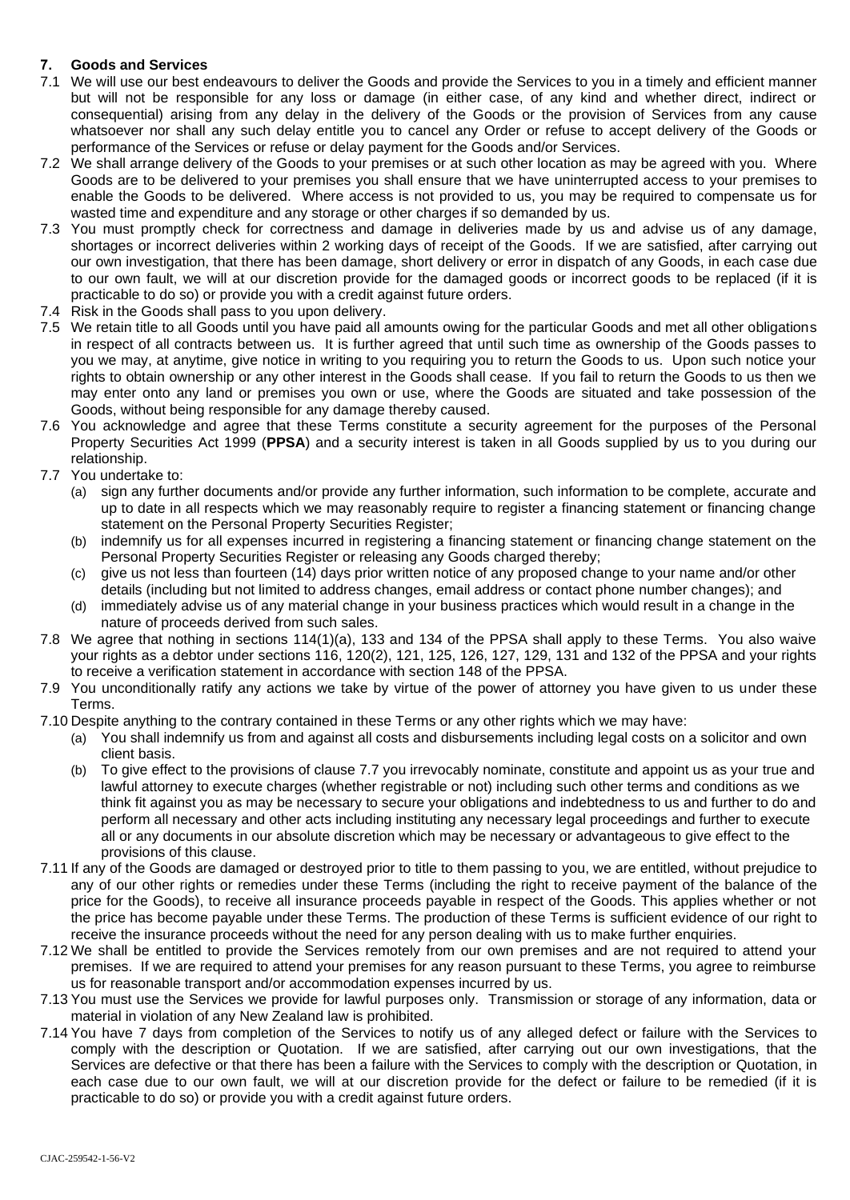### 7. Goods and Services

7.1 We will use our best endeavours to deliver the Goods and provide the Services to you in a timely and efficient manner but will not be responsible for any loss or damage (in either case, of any kind and whether direct, indirect or consequential) arising from any delay in the delivery of the Goods or the provision of Services from any cause whatsoever nor shall any such delay entitle you to cancel any Order or refuse to accept delivery of the Goods or performance of the Services or refuse or delay payment for the Goods and/or Services.

7.2 We shall arrange delivery of the Goods to your premises or at such other location as may be agreed with you. Where Goods are to be delivered to your premises you shall ensure that we have uninterrupted access to your premises to enable the Goods to be delivered. Where access is not provided to us, you may be required to compensate us for wasted time and expenditure and any storage or other charges if so demanded by us.

7.3 You must promptly check for correctness and damage in deliveries made by us and advise us of any damage, shortages or incorrect deliveries within 2 working days of receipt of the Goods. If we are satisfied, after carrying out our own investigation, that there has been damage, short delivery or error in dispatch of any Goods, in each case due to our own fault, we will at our discretion provide for the damaged goods or incorrect goods to be replaced (if it is practicable to do so) or provide you with a credit against future orders.

7.4 Risk in the Goods shall pass to you upon delivery.

7.5 We retain title to all Goods until you have paid all amounts owing for the particular Goods and met all other obligations in respect of all contracts between us. It is further agreed that until such time as ownership of the Goods passes to you we may, at anytime, give notice in writing to you requiring you to return the Goods to us. Upon such notice your rights to obtain ownership or any other interest in the Goods shall cease. If you fail to return the Goods to us then we may enter onto any land or premises you own or use, where the Goods are situated and take possession of the Goods, without being responsible for any damage thereby caused.

7.6 You acknowledge and agree that these Terms constitute a security agreement for the purposes of the Personal Property Securities Act 1999 (**PPSA**) and a security interest is taken in all Goods supplied by us to you during our relationship.

7.7 You undertake to:

(a) sign any further documents and/or provide any further information, such information to be complete, accurate and up to date in all respects which we may reasonably require to register a financing statement or financing change statement on the Personal Property Securities Register;

(b) indemnify us for all expenses incurred in registering a financing statement or financing change statement on the Personal Property Securities Register or releasing any Goods charged thereby;

(c) give us not less than fourteen (14) days prior written notice of any proposed change to your name and/or other details (including but not limited to address changes, email address or contact phone number changes); and

(d) immediately advise us of any material change in your business practices which would result in a change in the nature of proceeds derived from such sales.

7.8 We agree that nothing in sections 114(1)(a), 133 and 134 of the PPSA shall apply to these Terms. You also waive your rights as a debtor under sections 116, 120(2), 121, 125, 126, 127, 129, 131 and 132 of the PPSA and your rights to receive a verification statement in accordance with section 148 of the PPSA.

7.9 You unconditionally ratify any actions we take by virtue of the power of attorney you have given to us under these Terms.

7.10 Despite anything to the contrary contained in these Terms or any other rights which we may have:

(a) You shall indemnify us from and against all costs and disbursements including legal costs on a solicitor and own client basis.

(b) To give effect to the provisions of clause 7.7 you irrevocably nominate, constitute and appoint us as your true and lawful attorney to execute charges (whether registrable or not) including such other terms and conditions as we think fit against you as may be necessary to secure your obligations and indebtedness to us and further to do and perform all necessary and other acts including instituting any necessary legal proceedings and further to execute all or any documents in our absolute discretion which may be necessary or advantageous to give effect to the provisions of this clause.

7.11 If any of the Goods are damaged or destroyed prior to title to them passing to you, we are entitled, without prejudice to any of our other rights or remedies under these Terms (including the right to receive payment of the balance of the price for the Goods), to receive all insurance proceeds payable in respect of the Goods. This applies whether or not the price has become payable under these Terms. The production of these Terms is sufficient evidence of our right to receive the insurance proceeds without the need for any person dealing with us to make further enquiries.

7.12 We shall be entitled to provide the Services remotely from our own premises and are not required to attend your premises. If we are required to attend your premises for any reason pursuant to these Terms, you agree to reimburse us for reasonable transport and/or accommodation expenses incurred by us.

7.13 You must use the Services we provide for lawful purposes only. Transmission or storage of any information, data or material in violation of any New Zealand law is prohibited.

7.14 You have 7 days from completion of the Services to notify us of any alleged defect or failure with the Services to comply with the description or Quotation. If we are satisfied, after carrying out our own investigations, that the Services are defective or that there has been a failure with the Services to comply with the description or Quotation, in each case due to our own fault, we will at our discretion provide for the defect or failure to be remedied (if it is practicable to do so) or provide you with a credit against future orders.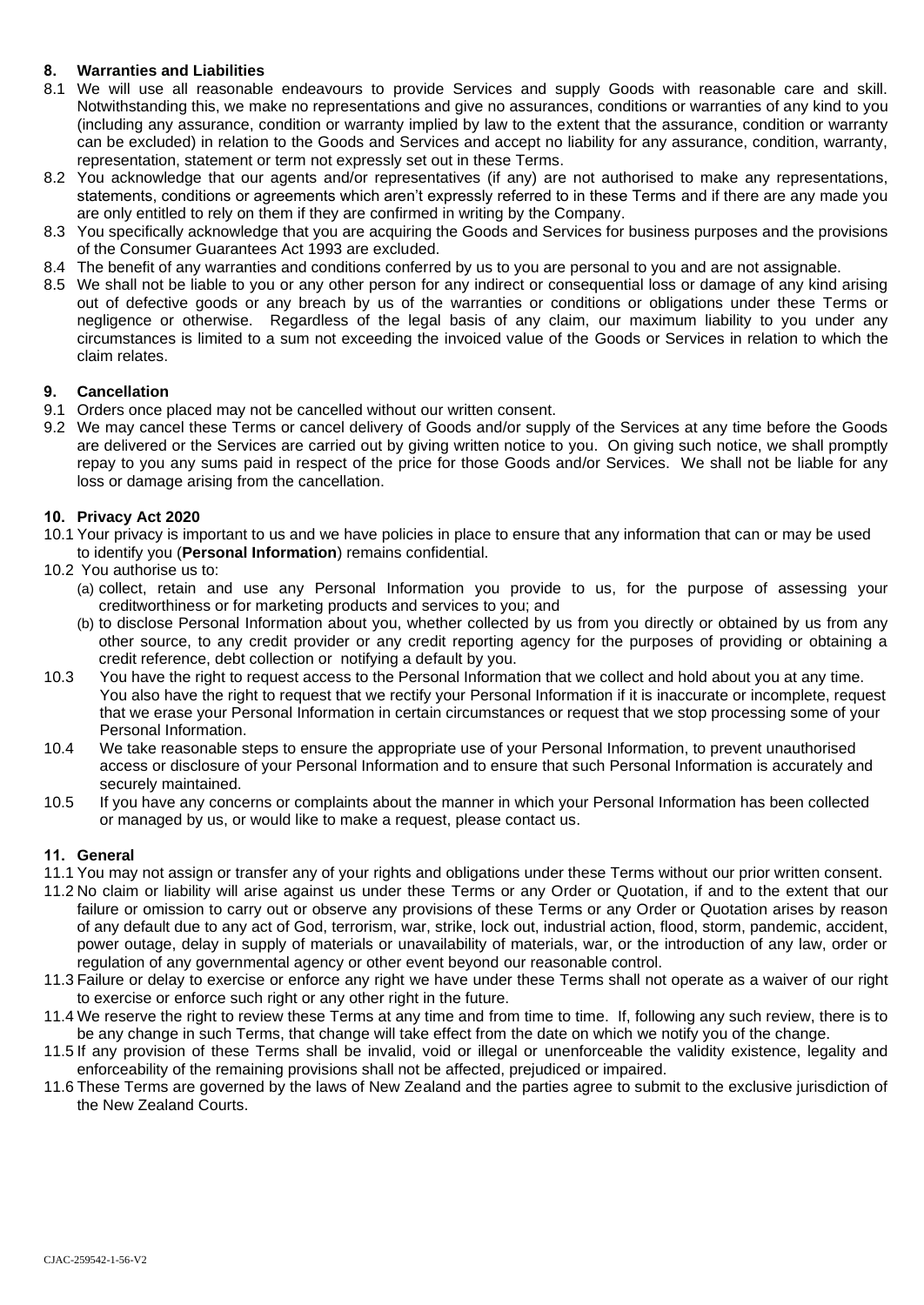### 8. Warranties and Liabilities

8.1 We will use all reasonable endeavours to provide Services and supply Goods with reasonable care and skill. Notwithstanding this, we make no representations and give no assurances, conditions or warranties of any kind to you (including any assurance, condition or warranty implied by law to the extent that the assurance, condition or warranty can be excluded) in relation to the Goods and Services and accept no liability for any assurance, condition, warranty, representation, statement or term not expressly set out in these Terms.

8.2 You acknowledge that our agents and/or representatives (if any) are not authorised to make any representations, statements, conditions or agreements which aren't expressly referred to in these Terms and if there are any made you are only entitled to rely on them if they are confirmed in writing by the Company.

8.3 You specifically acknowledge that you are acquiring the Goods and Services for business purposes and the provisions of the Consumer Guarantees Act 1993 are excluded.

8.4 The benefit of any warranties and conditions conferred by us to you are personal to you and are not assignable.

8.5 We shall not be liable to you or any other person for any indirect or consequential loss or damage of any kind arising out of defective goods or any breach by us of the warranties or conditions or obligations under these Terms or negligence or otherwise. Regardless of the legal basis of any claim, our maximum liability to you under any circumstances is limited to a sum not exceeding the invoiced value of the Goods or Services in relation to which the claim relates.

### 9. Cancellation

9.1 Orders once placed may not be cancelled without our written consent.

9.2 We may cancel these Terms or cancel delivery of Goods and/or supply of the Services at any time before the Goods are delivered or the Services are carried out by giving written notice to you. On giving such notice, we shall promptly repay to you any sums paid in respect of the price for those Goods and/or Services. We shall not be liable for any loss or damage arising from the cancellation.

### 10. Privacy Act 2020

10.1 Your privacy is important to us and we have policies in place to ensure that any information that can or may be used to identify you (**Personal Information**) remains confidential.

10.2 You authorise us to:

(a) collect, retain and use any Personal Information you provide to us, for the purpose of assessing your creditworthiness or for marketing products and services to you; and

(b) to disclose Personal Information about you, whether collected by us from you directly or obtained by us from any other source, to any credit provider or any credit reporting agency for the purposes of providing or obtaining a credit reference, debt collection or notifying a default by you.

10.3 You have the right to request access to the Personal Information that we collect and hold about you at any time. You also have the right to request that we rectify your Personal Information if it is inaccurate or incomplete, request that we erase your Personal Information in certain circumstances or request that we stop processing some of your Personal Information.

10.4 We take reasonable steps to ensure the appropriate use of your Personal Information, to prevent unauthorised access or disclosure of your Personal Information and to ensure that such Personal Information is accurately and securely maintained.

10.5 If you have any concerns or complaints about the manner in which your Personal Information has been collected or managed by us, or would like to make a request, please contact us.

### 11. General

11.1 You may not assign or transfer any of your rights and obligations under these Terms without our prior written consent.

11.2 No claim or liability will arise against us under these Terms or any Order or Quotation, if and to the extent that our failure or omission to carry out or observe any provisions of these Terms or any Order or Quotation arises by reason of any default due to any act of God, terrorism, war, strike, lock out, industrial action, flood, storm, pandemic, accident, power outage, delay in supply of materials or unavailability of materials, war, or the introduction of any law, order or regulation of any governmental agency or other event beyond our reasonable control.

11.3 Failure or delay to exercise or enforce any right we have under these Terms shall not operate as a waiver of our right to exercise or enforce such right or any other right in the future.

11.4 We reserve the right to review these Terms at any time and from time to time. If, following any such review, there is to be any change in such Terms, that change will take effect from the date on which we notify you of the change.

11.5 If any provision of these Terms shall be invalid, void or illegal or unenforceable the validity existence, legality and enforceability of the remaining provisions shall not be affected, prejudiced or impaired.

11.6 These Terms are governed by the laws of New Zealand and the parties agree to submit to the exclusive jurisdiction of the New Zealand Courts.

CJAC-259542-1-56-V2